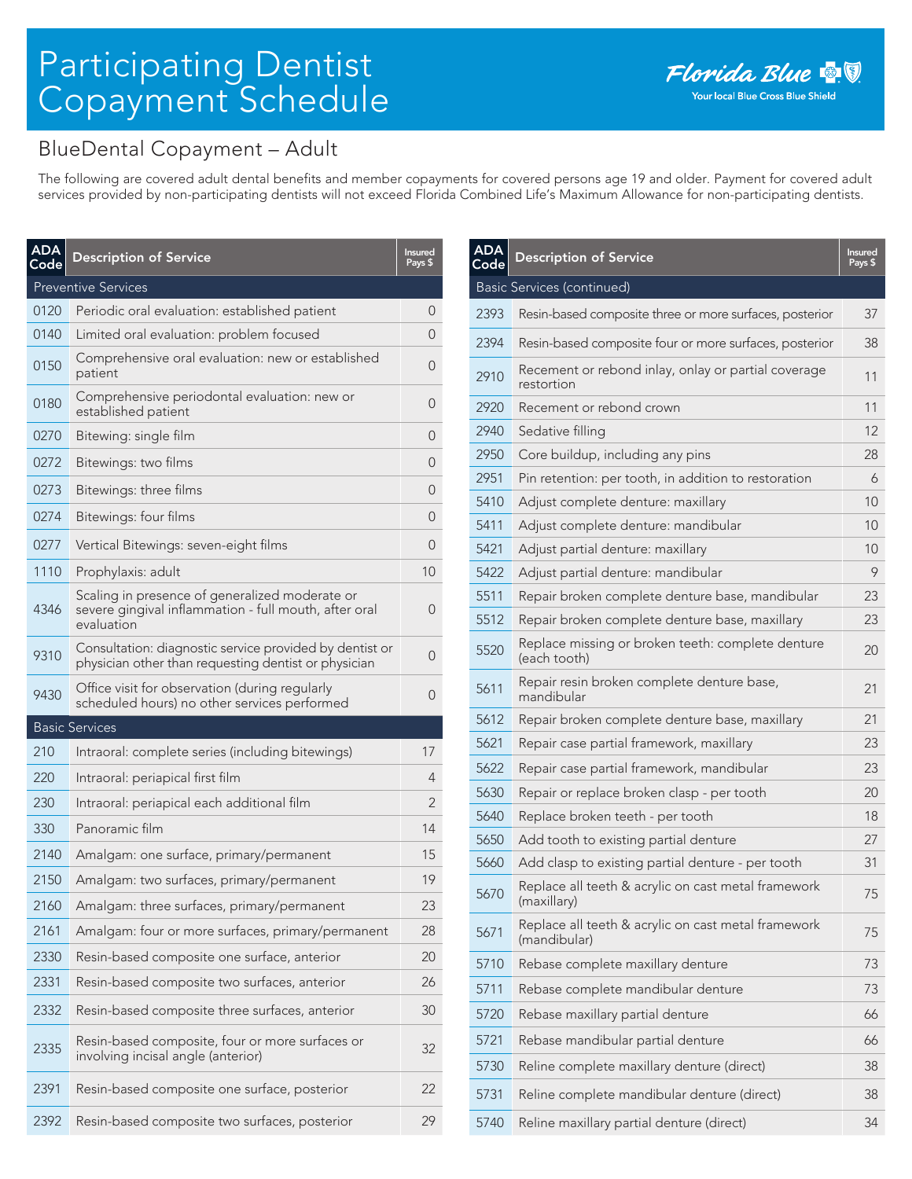# Participating Dentist Copayment Schedule

Florida Blue — Your local Blue Cross Blue Shield

## BlueDental Copayment – Adult

The following are covered adult dental benefits and member copayments for covered persons age 19 and older. Payment for covered adult services provided by non-participating dentists will not exceed Florida Combined Life's Maximum Allowance for non-participating dentists.

| ADA Code | Description of Service | Insured Pays $ |
|---|---|---|
| **Preventive Services** | | |
| 0120 | Periodic oral evaluation: established patient | 0 |
| 0140 | Limited oral evaluation: problem focused | 0 |
| 0150 | Comprehensive oral evaluation: new or established patient | 0 |
| 0180 | Comprehensive periodontal evaluation: new or established patient | 0 |
| 0270 | Bitewing: single film | 0 |
| 0272 | Bitewings: two films | 0 |
| 0273 | Bitewings: three films | 0 |
| 0274 | Bitewings: four films | 0 |
| 0277 | Vertical Bitewings: seven-eight films | 0 |
| 1110 | Prophylaxis: adult | 10 |
| 4346 | Scaling in presence of generalized moderate or severe gingival inflammation - full mouth, after oral evaluation | 0 |
| 9310 | Consultation: diagnostic service provided by dentist or physician other than requesting dentist or physician | 0 |
| 9430 | Office visit for observation (during regularly scheduled hours) no other services performed | 0 |
| **Basic Services** | | |
| 210 | Intraoral: complete series (including bitewings) | 17 |
| 220 | Intraoral: periapical first film | 4 |
| 230 | Intraoral: periapical each additional film | 2 |
| 330 | Panoramic film | 14 |
| 2140 | Amalgam: one surface, primary/permanent | 15 |
| 2150 | Amalgam: two surfaces, primary/permanent | 19 |
| 2160 | Amalgam: three surfaces, primary/permanent | 23 |
| 2161 | Amalgam: four or more surfaces, primary/permanent | 28 |
| 2330 | Resin-based composite one surface, anterior | 20 |
| 2331 | Resin-based composite two surfaces, anterior | 26 |
| 2332 | Resin-based composite three surfaces, anterior | 30 |
| 2335 | Resin-based composite, four or more surfaces or involving incisal angle (anterior) | 32 |
| 2391 | Resin-based composite one surface, posterior | 22 |
| 2392 | Resin-based composite two surfaces, posterior | 29 |

| ADA Code | Description of Service | Insured Pays $ |
|---|---|---|
| **Basic Services (continued)** | | |
| 2393 | Resin-based composite three or more surfaces, posterior | 37 |
| 2394 | Resin-based composite four or more surfaces, posterior | 38 |
| 2910 | Recement or rebond inlay, onlay or partial coverage restortion | 11 |
| 2920 | Recement or rebond crown | 11 |
| 2940 | Sedative filling | 12 |
| 2950 | Core buildup, including any pins | 28 |
| 2951 | Pin retention: per tooth, in addition to restoration | 6 |
| 5410 | Adjust complete denture: maxillary | 10 |
| 5411 | Adjust complete denture: mandibular | 10 |
| 5421 | Adjust partial denture: maxillary | 10 |
| 5422 | Adjust partial denture: mandibular | 9 |
| 5511 | Repair broken complete denture base, mandibular | 23 |
| 5512 | Repair broken complete denture base, maxillary | 23 |
| 5520 | Replace missing or broken teeth: complete denture (each tooth) | 20 |
| 5611 | Repair resin broken complete denture base, mandibular | 21 |
| 5612 | Repair broken complete denture base, maxillary | 21 |
| 5621 | Repair case partial framework, maxillary | 23 |
| 5622 | Repair case partial framework, mandibular | 23 |
| 5630 | Repair or replace broken clasp - per tooth | 20 |
| 5640 | Replace broken teeth - per tooth | 18 |
| 5650 | Add tooth to existing partial denture | 27 |
| 5660 | Add clasp to existing partial denture - per tooth | 31 |
| 5670 | Replace all teeth & acrylic on cast metal framework (maxillary) | 75 |
| 5671 | Replace all teeth & acrylic on cast metal framework (mandibular) | 75 |
| 5710 | Rebase complete maxillary denture | 73 |
| 5711 | Rebase complete mandibular denture | 73 |
| 5720 | Rebase maxillary partial denture | 66 |
| 5721 | Rebase mandibular partial denture | 66 |
| 5730 | Reline complete maxillary denture (direct) | 38 |
| 5731 | Reline complete mandibular denture (direct) | 38 |
| 5740 | Reline maxillary partial denture (direct) | 34 |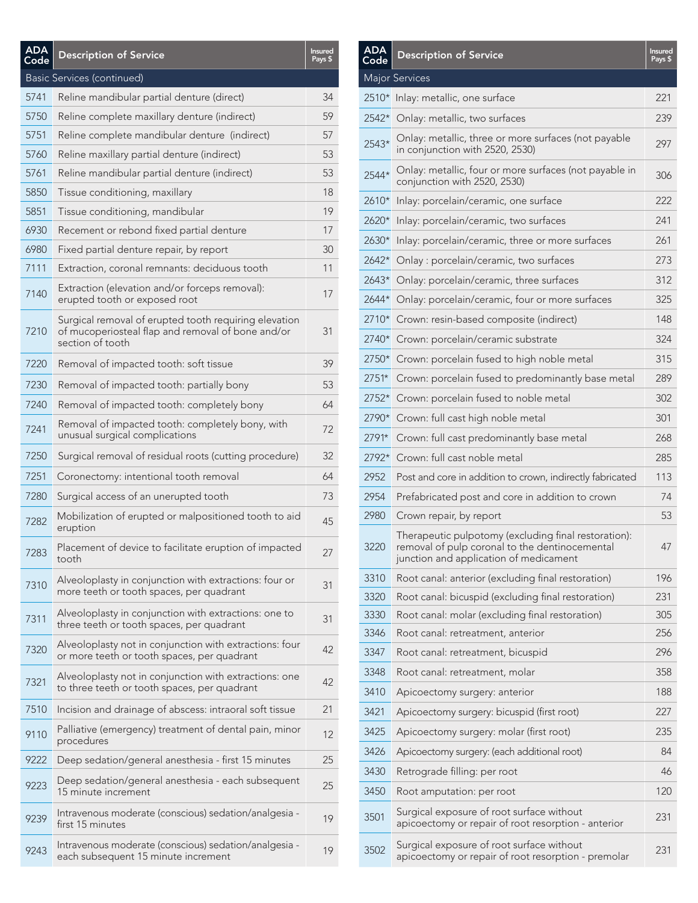| ADA Code | Description of Service | Insured Pays $ |
|---|---|---|
| Basic Services (continued) | | |
| 5741 | Reline mandibular partial denture (direct) | 34 |
| 5750 | Reline complete maxillary denture (indirect) | 59 |
| 5751 | Reline complete mandibular denture (indirect) | 57 |
| 5760 | Reline maxillary partial denture (indirect) | 53 |
| 5761 | Reline mandibular partial denture (indirect) | 53 |
| 5850 | Tissue conditioning, maxillary | 18 |
| 5851 | Tissue conditioning, mandibular | 19 |
| 6930 | Recement or rebond fixed partial denture | 17 |
| 6980 | Fixed partial denture repair, by report | 30 |
| 7111 | Extraction, coronal remnants: deciduous tooth | 11 |
| 7140 | Extraction (elevation and/or forceps removal): erupted tooth or exposed root | 17 |
| 7210 | Surgical removal of erupted tooth requiring elevation of mucoperiosteal flap and removal of bone and/or section of tooth | 31 |
| 7220 | Removal of impacted tooth: soft tissue | 39 |
| 7230 | Removal of impacted tooth: partially bony | 53 |
| 7240 | Removal of impacted tooth: completely bony | 64 |
| 7241 | Removal of impacted tooth: completely bony, with unusual surgical complications | 72 |
| 7250 | Surgical removal of residual roots (cutting procedure) | 32 |
| 7251 | Coronectomy: intentional tooth removal | 64 |
| 7280 | Surgical access of an unerupted tooth | 73 |
| 7282 | Mobilization of erupted or malpositioned tooth to aid eruption | 45 |
| 7283 | Placement of device to facilitate eruption of impacted tooth | 27 |
| 7310 | Alveoloplasty in conjunction with extractions: four or more teeth or tooth spaces, per quadrant | 31 |
| 7311 | Alveoloplasty in conjunction with extractions: one to three teeth or tooth spaces, per quadrant | 31 |
| 7320 | Alveoloplasty not in conjunction with extractions: four or more teeth or tooth spaces, per quadrant | 42 |
| 7321 | Alveoloplasty not in conjunction with extractions: one to three teeth or tooth spaces, per quadrant | 42 |
| 7510 | Incision and drainage of abscess: intraoral soft tissue | 21 |
| 9110 | Palliative (emergency) treatment of dental pain, minor procedures | 12 |
| 9222 | Deep sedation/general anesthesia - first 15 minutes | 25 |
| 9223 | Deep sedation/general anesthesia - each subsequent 15 minute increment | 25 |
| 9239 | Intravenous moderate (conscious) sedation/analgesia - first 15 minutes | 19 |
| 9243 | Intravenous moderate (conscious) sedation/analgesia - each subsequent 15 minute increment | 19 |

| ADA Code | Description of Service | Insured Pays $ |
|---|---|---|
| Major Services | | |
| 2510* | Inlay: metallic, one surface | 221 |
| 2542* | Onlay: metallic, two surfaces | 239 |
| 2543* | Onlay: metallic, three or more surfaces (not payable in conjunction with 2520, 2530) | 297 |
| 2544* | Onlay: metallic, four or more surfaces (not payable in conjunction with 2520, 2530) | 306 |
| 2610* | Inlay: porcelain/ceramic, one surface | 222 |
| 2620* | Inlay: porcelain/ceramic, two surfaces | 241 |
| 2630* | Inlay: porcelain/ceramic, three or more surfaces | 261 |
| 2642* | Onlay : porcelain/ceramic, two surfaces | 273 |
| 2643* | Onlay: porcelain/ceramic, three surfaces | 312 |
| 2644* | Onlay: porcelain/ceramic, four or more surfaces | 325 |
| 2710* | Crown: resin-based composite (indirect) | 148 |
| 2740* | Crown: porcelain/ceramic substrate | 324 |
| 2750* | Crown: porcelain fused to high noble metal | 315 |
| 2751* | Crown: porcelain fused to predominantly base metal | 289 |
| 2752* | Crown: porcelain fused to noble metal | 302 |
| 2790* | Crown: full cast high noble metal | 301 |
| 2791* | Crown: full cast predominantly base metal | 268 |
| 2792* | Crown: full cast noble metal | 285 |
| 2952 | Post and core in addition to crown, indirectly fabricated | 113 |
| 2954 | Prefabricated post and core in addition to crown | 74 |
| 2980 | Crown repair, by report | 53 |
| 3220 | Therapeutic pulpotomy (excluding final restoration): removal of pulp coronal to the dentinocemental junction and application of medicament | 47 |
| 3310 | Root canal: anterior (excluding final restoration) | 196 |
| 3320 | Root canal: bicuspid (excluding final restoration) | 231 |
| 3330 | Root canal: molar (excluding final restoration) | 305 |
| 3346 | Root canal: retreatment, anterior | 256 |
| 3347 | Root canal: retreatment, bicuspid | 296 |
| 3348 | Root canal: retreatment, molar | 358 |
| 3410 | Apicoectomy surgery: anterior | 188 |
| 3421 | Apicoectomy surgery: bicuspid (first root) | 227 |
| 3425 | Apicoectomy surgery: molar (first root) | 235 |
| 3426 | Apicoectomy surgery: (each additional root) | 84 |
| 3430 | Retrograde filling: per root | 46 |
| 3450 | Root amputation: per root | 120 |
| 3501 | Surgical exposure of root surface without apicoectomy or repair of root resorption - anterior | 231 |
| 3502 | Surgical exposure of root surface without apicoectomy or repair of root resorption - premolar | 231 |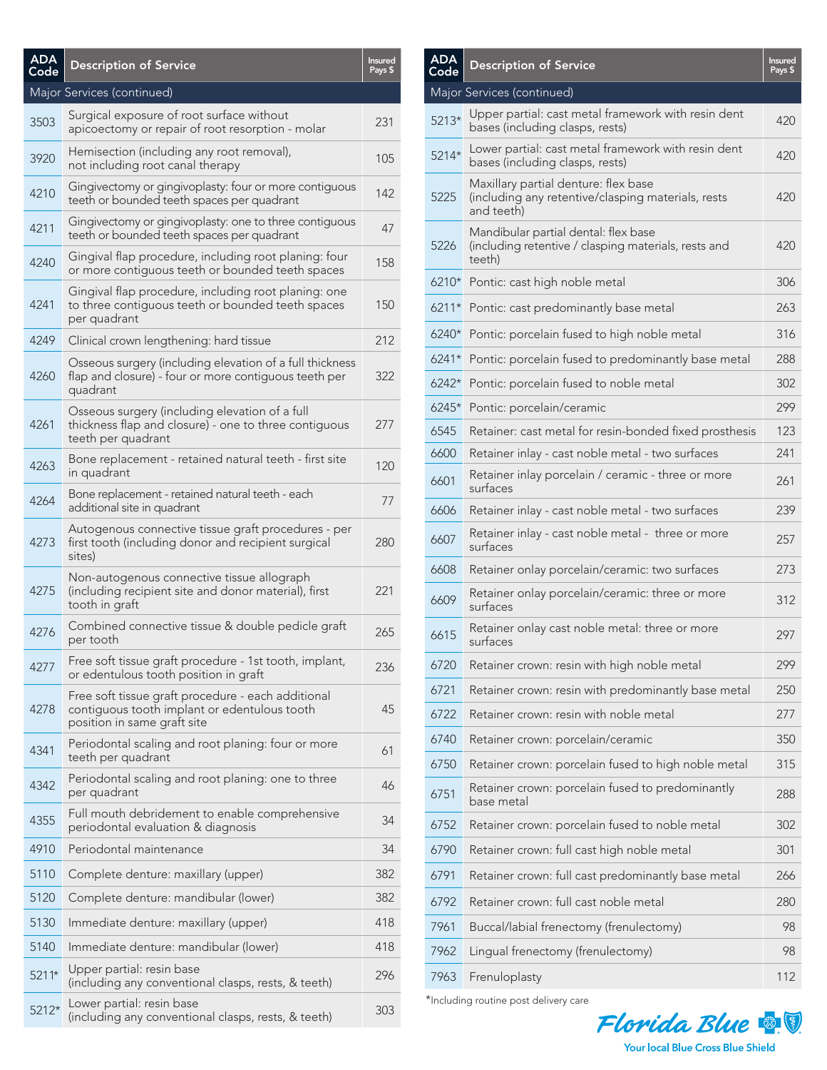| ADA Code | Description of Service | Insured Pays $ |
|---|---|---|
| Major Services (continued) | | |
| 3503 | Surgical exposure of root surface without apicoectomy or repair of root resorption - molar | 231 |
| 3920 | Hemisection (including any root removal), not including root canal therapy | 105 |
| 4210 | Gingivectomy or gingivoplasty: four or more contiguous teeth or bounded teeth spaces per quadrant | 142 |
| 4211 | Gingivectomy or gingivoplasty: one to three contiguous teeth or bounded teeth spaces per quadrant | 47 |
| 4240 | Gingival flap procedure, including root planing: four or more contiguous teeth or bounded teeth spaces | 158 |
| 4241 | Gingival flap procedure, including root planing: one to three contiguous teeth or bounded teeth spaces per quadrant | 150 |
| 4249 | Clinical crown lengthening: hard tissue | 212 |
| 4260 | Osseous surgery (including elevation of a full thickness flap and closure) - four or more contiguous teeth per quadrant | 322 |
| 4261 | Osseous surgery (including elevation of a full thickness flap and closure) - one to three contiguous teeth per quadrant | 277 |
| 4263 | Bone replacement - retained natural teeth - first site in quadrant | 120 |
| 4264 | Bone replacement - retained natural teeth - each additional site in quadrant | 77 |
| 4273 | Autogenous connective tissue graft procedures - per first tooth (including donor and recipient surgical sites) | 280 |
| 4275 | Non-autogenous connective tissue allograph (including recipient site and donor material), first tooth in graft | 221 |
| 4276 | Combined connective tissue & double pedicle graft per tooth | 265 |
| 4277 | Free soft tissue graft procedure - 1st tooth, implant, or edentulous tooth position in graft | 236 |
| 4278 | Free soft tissue graft procedure - each additional contiguous tooth implant or edentulous tooth position in same graft site | 45 |
| 4341 | Periodontal scaling and root planing: four or more teeth per quadrant | 61 |
| 4342 | Periodontal scaling and root planing: one to three per quadrant | 46 |
| 4355 | Full mouth debridement to enable comprehensive periodontal evaluation & diagnosis | 34 |
| 4910 | Periodontal maintenance | 34 |
| 5110 | Complete denture: maxillary (upper) | 382 |
| 5120 | Complete denture: mandibular (lower) | 382 |
| 5130 | Immediate denture: maxillary (upper) | 418 |
| 5140 | Immediate denture: mandibular (lower) | 418 |
| 5211* | Upper partial: resin base (including any conventional clasps, rests, & teeth) | 296 |
| 5212* | Lower partial: resin base (including any conventional clasps, rests, & teeth) | 303 |

| ADA Code | Description of Service | Insured Pays $ |
|---|---|---|
| Major Services (continued) | | |
| 5213* | Upper partial: cast metal framework with resin dent bases (including clasps, rests) | 420 |
| 5214* | Lower partial: cast metal framework with resin dent bases (including clasps, rests) | 420 |
| 5225 | Maxillary partial denture: flex base (including any retentive/clasping materials, rests and teeth) | 420 |
| 5226 | Mandibular partial dental: flex base (including retentive / clasping materials, rests and teeth) | 420 |
| 6210* | Pontic: cast high noble metal | 306 |
| 6211* | Pontic: cast predominantly base metal | 263 |
| 6240* | Pontic: porcelain fused to high noble metal | 316 |
| 6241* | Pontic: porcelain fused to predominantly base metal | 288 |
| 6242* | Pontic: porcelain fused to noble metal | 302 |
| 6245* | Pontic: porcelain/ceramic | 299 |
| 6545 | Retainer: cast metal for resin-bonded fixed prosthesis | 123 |
| 6600 | Retainer inlay - cast noble metal - two surfaces | 241 |
| 6601 | Retainer inlay porcelain / ceramic - three or more surfaces | 261 |
| 6606 | Retainer inlay - cast noble metal - two surfaces | 239 |
| 6607 | Retainer inlay - cast noble metal - three or more surfaces | 257 |
| 6608 | Retainer onlay porcelain/ceramic: two surfaces | 273 |
| 6609 | Retainer onlay porcelain/ceramic: three or more surfaces | 312 |
| 6615 | Retainer onlay cast noble metal: three or more surfaces | 297 |
| 6720 | Retainer crown: resin with high noble metal | 299 |
| 6721 | Retainer crown: resin with predominantly base metal | 250 |
| 6722 | Retainer crown: resin with noble metal | 277 |
| 6740 | Retainer crown: porcelain/ceramic | 350 |
| 6750 | Retainer crown: porcelain fused to high noble metal | 315 |
| 6751 | Retainer crown: porcelain fused to predominantly base metal | 288 |
| 6752 | Retainer crown: porcelain fused to noble metal | 302 |
| 6790 | Retainer crown: full cast high noble metal | 301 |
| 6791 | Retainer crown: full cast predominantly base metal | 266 |
| 6792 | Retainer crown: full cast noble metal | 280 |
| 7961 | Buccal/labial frenectomy (frenulectomy) | 98 |
| 7962 | Lingual frenectomy (frenulectomy) | 98 |
| 7963 | Frenuloplasty | 112 |

*Including routine post delivery care

Florida Blue

Your local Blue Cross Blue Shield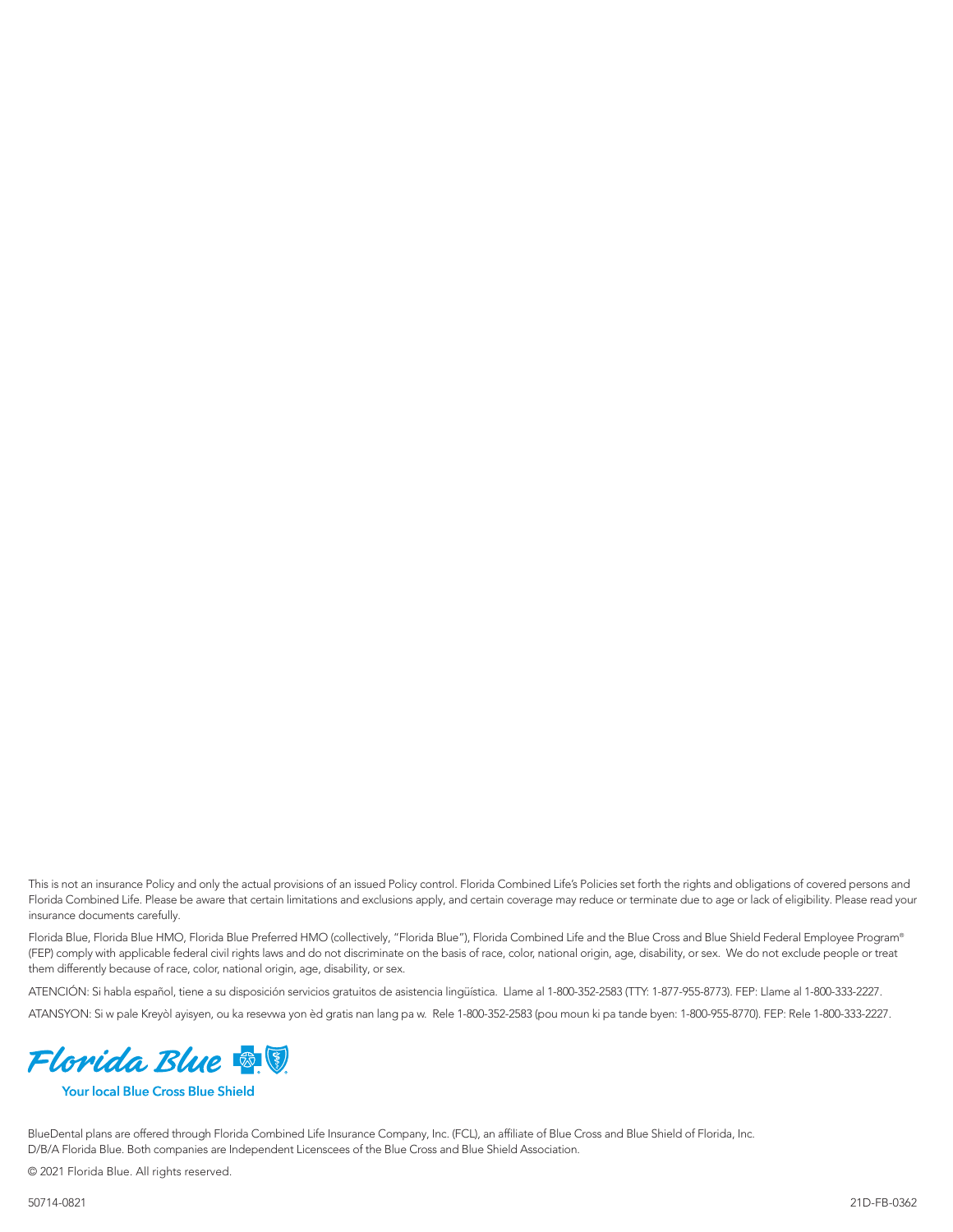This is not an insurance Policy and only the actual provisions of an issued Policy control. Florida Combined Life's Policies set forth the rights and obligations of covered persons and Florida Combined Life. Please be aware that certain limitations and exclusions apply, and certain coverage may reduce or terminate due to age or lack of eligibility. Please read your insurance documents carefully.

Florida Blue, Florida Blue HMO, Florida Blue Preferred HMO (collectively, "Florida Blue"), Florida Combined Life and the Blue Cross and Blue Shield Federal Employee Program® (FEP) comply with applicable federal civil rights laws and do not discriminate on the basis of race, color, national origin, age, disability, or sex. We do not exclude people or treat them differently because of race, color, national origin, age, disability, or sex.

ATENCIÓN: Si habla español, tiene a su disposición servicios gratuitos de asistencia lingüística. Llame al 1-800-352-2583 (TTY: 1-877-955-8773). FEP: Llame al 1-800-333-2227.

ATANSYON: Si w pale Kreyòl ayisyen, ou ka resevwa yon èd gratis nan lang pa w. Rele 1-800-352-2583 (pou moun ki pa tande byen: 1-800-955-8770). FEP: Rele 1-800-333-2227.

Florida Blue

Your local Blue Cross Blue Shield

BlueDental plans are offered through Florida Combined Life Insurance Company, Inc. (FCL), an affiliate of Blue Cross and Blue Shield of Florida, Inc. D/B/A Florida Blue. Both companies are Independent Licenscees of the Blue Cross and Blue Shield Association.

© 2021 Florida Blue. All rights reserved.

50714-0821

21D-FB-0362